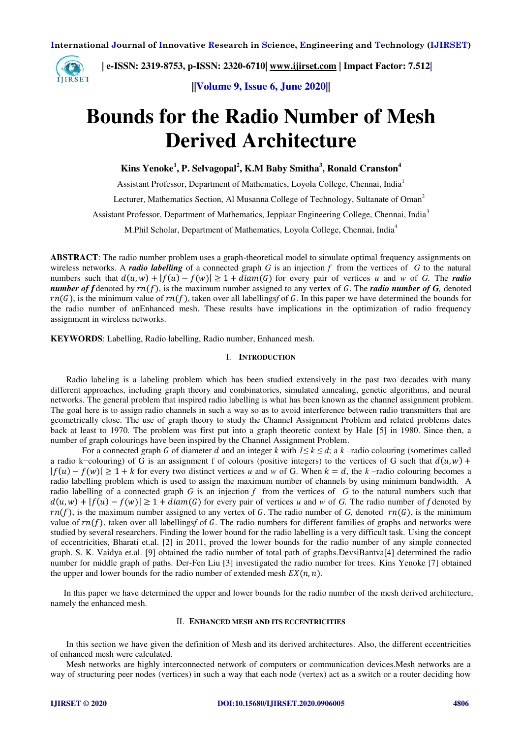# Bounds for the Radio Number of Mesh Derived Architecture

**Kins Yenoke[1], P. Selvagopal[2], K.M Baby Smitha[3], Ronald Cranston[4]**

Assistant Professor, Department of Mathematics, Loyola College, Chennai, India[1]

Lecturer, Mathematics Section, Al Musanna College of Technology, Sultanate of Oman[2]

Assistant Professor, Department of Mathematics, Jeppiaar Engineering College, Chennai, India[3]

M.Phil Scholar, Department of Mathematics, Loyola College, Chennai, India[4]

**ABSTRACT**: The radio number problem uses a graph-theoretical model to simulate optimal frequency assignments on wireless networks. A ***radio labelling*** of a connected graph $G$ is an injection $f$ from the vertices of $G$ to the natural numbers such that $d(u,w) + |f(u) - f(w)| \geq 1 + diam(G)$ for every pair of vertices $u$ and $w$ of $G$. The ***radio number of f*** denoted by $rn(f)$, is the maximum number assigned to any vertex of $G$. The ***radio number of G***, denoted $rn(G)$, is the minimum value of $rn(f)$, taken over all labellings $f$ of $G$. In this paper we have determined the bounds for the radio number of anEnhanced mesh. These results have implications in the optimization of radio frequency assignment in wireless networks.

**KEYWORDS**: Labelling, Radio labelling, Radio number, Enhanced mesh.

## I. Introduction

Radio labeling is a labeling problem which has been studied extensively in the past two decades with many different approaches, including graph theory and combinatorics, simulated annealing, genetic algorithms, and neural networks. The general problem that inspired radio labelling is what has been known as the channel assignment problem. The goal here is to assign radio channels in such a way so as to avoid interference between radio transmitters that are geometrically close. The use of graph theory to study the Channel Assignment Problem and related problems dates back at least to 1970. The problem was first put into a graph theoretic context by Hale [5] in 1980. Since then, a number of graph colourings have been inspired by the Channel Assignment Problem.

For a connected graph $G$ of diameter $d$ and an integer $k$ with $1 \leq k \leq d$; a $k$ –radio colouring (sometimes called a radio k−colouring) of G is an assignment f of colours (positive integers) to the vertices of G such that $d(u,w) + |f(u) - f(w)| \geq 1 + k$ for every two distinct vertices $u$ and $w$ of G. When $k = d$, the $k$ –radio colouring becomes a radio labelling problem which is used to assign the maximum number of channels by using minimum bandwidth. A radio labelling of a connected graph $G$ is an injection $f$ from the vertices of $G$ to the natural numbers such that $d(u,w) + |f(u) - f(w)| \geq 1 + diam(G)$ for every pair of vertices $u$ and $w$ of $G$. The radio number of $f$ denoted by $rn(f)$, is the maximum number assigned to any vertex of $G$. The radio number of $G$, denoted $rn(G)$, is the minimum value of $rn(f)$, taken over all labellings $f$ of $G$. The radio numbers for different families of graphs and networks were studied by several researchers. Finding the lower bound for the radio labelling is a very difficult task. Using the concept of eccentricities, Bharati et.al. [2] in 2011, proved the lower bounds for the radio number of any simple connected graph. S. K. Vaidya et.al. [9] obtained the radio number of total path of graphs.DevsiBantva[4] determined the radio number for middle graph of paths. Der-Fen Liu [3] investigated the radio number for trees. Kins Yenoke [7] obtained the upper and lower bounds for the radio number of extended mesh $EX(n,n)$.

In this paper we have determined the upper and lower bounds for the radio number of the mesh derived architecture, namely the enhanced mesh.

## II. Enhanced Mesh and its Eccentricities

In this section we have given the definition of Mesh and its derived architectures. Also, the different eccentricities of enhanced mesh were calculated.

Mesh networks are highly interconnected network of computers or communication devices.Mesh networks are a way of structuring peer nodes (vertices) in such a way that each node (vertex) act as a switch or a router deciding how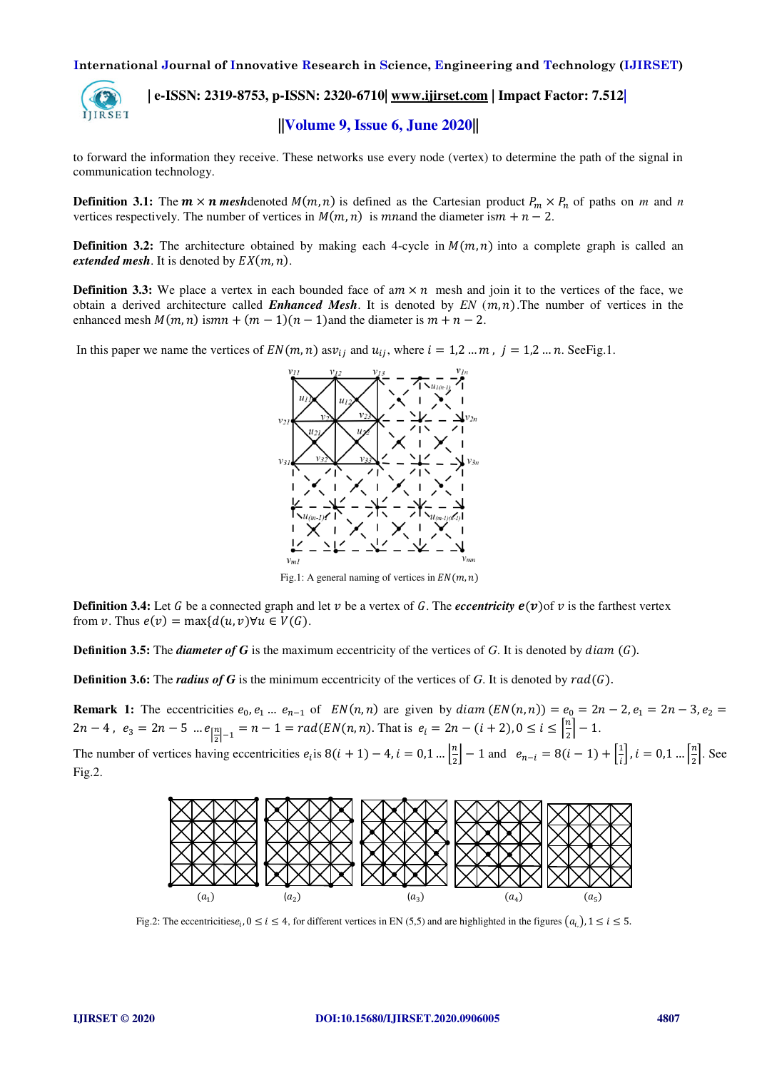to forward the information they receive. These networks use every node (vertex) to determine the path of the signal in communication technology.

**Definition 3.1:** The $\boldsymbol{m \times n}$ ***mesh*** denoted $M(m,n)$ is defined as the Cartesian product $P_m \times P_n$ of paths on $m$ and $n$ vertices respectively. The number of vertices in $M(m,n)$ is $mn$ and the diameter is $m+n-2$.

**Definition 3.2:** The architecture obtained by making each 4-cycle in $M(m,n)$ into a complete graph is called an ***extended mesh***. It is denoted by $EX(m,n)$.

**Definition 3.3:** We place a vertex in each bounded face of a $m \times n$ mesh and join it to the vertices of the face, we obtain a derived architecture called ***Enhanced Mesh***. It is denoted by $EN\ (m,n)$. The number of vertices in the enhanced mesh $M(m,n)$ is $mn + (m-1)(n-1)$ and the diameter is $m+n-2$.

In this paper we name the vertices of $EN(m,n)$ as $v_{ij}$ and $u_{ij}$, where $i = 1,2 \ldots m$ , $j = 1,2 \ldots n$. See Fig.1.

Fig.1: A general naming of vertices in $EN(m,n)$

**Definition 3.4:** Let $G$ be a connected graph and let $v$ be a vertex of $G$. The ***eccentricity*** $\boldsymbol{e(v)}$ of $v$ is the farthest vertex from $v$. Thus $e(v) = \max\{d(u,v) \forall u \in V(G)\}$.

**Definition 3.5:** The ***diameter of G*** is the maximum eccentricity of the vertices of $G$. It is denoted by $diam\ (G)$.

**Definition 3.6:** The ***radius of G*** is the minimum eccentricity of the vertices of $G$. It is denoted by $rad(G)$.

**Remark 1:** The eccentricities $e_0, e_1 \ldots e_{n-1}$ of $EN(n,n)$ are given by $diam\ (EN(n,n)) = e_0 = 2n-2, e_1 = 2n-3, e_2 = 2n-4$ , $e_3 = 2n-5$ $\ldots e_{\left\lceil \frac{n}{2} \right\rceil - 1} = n-1 = rad(EN(n,n))$. That is $e_i = 2n-(i+2), 0 \le i \le \left\lceil \frac{n}{2} \right\rceil - 1$.

The number of vertices having eccentricities $e_i$ is $8(i+1)-4, i = 0,1 \ldots \left\lceil \frac{n}{2} \right\rceil - 1$ and $e_{n-i} = 8(i-1) + \left\lceil \frac{1}{i} \right\rceil, i = 0,1 \ldots \left\lceil \frac{n}{2} \right\rceil$. See Fig.2.

$(a_1)$ $(a_2)$ $(a_3)$ $(a_4)$ $(a_5)$

Fig.2: The eccentricities $e_i, 0 \le i \le 4$, for different vertices in EN (5,5) and are highlighted in the figures $(a_i), 1 \le i \le 5$.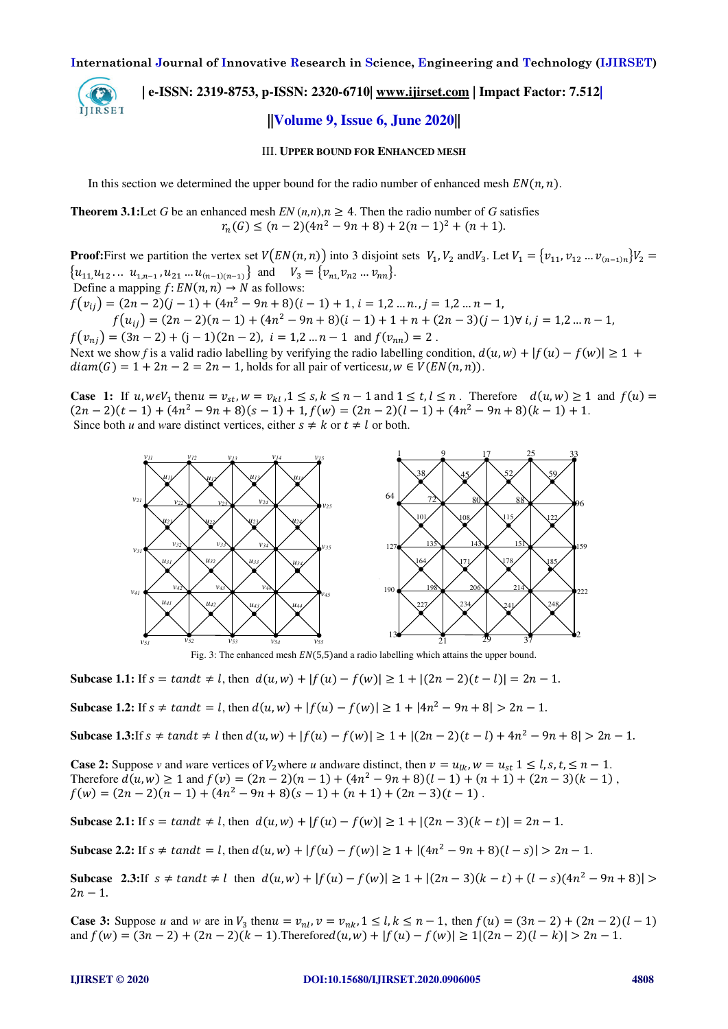### III. UPPER BOUND FOR ENHANCED MESH

In this section we determined the upper bound for the radio number of enhanced mesh $EN(n,n)$.

**Theorem 3.1:** Let $G$ be an enhanced mesh $EN(n,n)$, $n \geq 4$. Then the radio number of $G$ satisfies

$$r_n(G) \leq (n-2)(4n^2 - 9n + 8) + 2(n-1)^2 + (n+1).$$

**Proof:** First we partition the vertex set $V(EN(n,n))$ into 3 disjoint sets $V_1, V_2$ and $V_3$. Let $V_1 = \{v_{11}, v_{12} \dots v_{(n-1)n}\}$ $V_2 = \{u_{11}, u_{12} \dots u_{1,n-1}, u_{21} \dots u_{(n-1)(n-1)}\}$ and $V_3 = \{v_{n1}, v_{n2} \dots v_{nn}\}$.

Define a mapping $f: EN(n,n) \to N$ as follows:

$f(v_{ij}) = (2n-2)(j-1) + (4n^2 - 9n + 8)(i-1) + 1$, $i = 1,2 \dots n.$, $j = 1,2 \dots n-1$,

$f(u_{ij}) = (2n-2)(n-1) + (4n^2 - 9n + 8)(i-1) + 1 + n + (2n-3)(j-1) \forall\, i,j = 1,2 \dots n-1$,

$f(v_{nj}) = (3n-2) + (j-1)(2n-2)$, $i = 1,2 \dots n-1$ and $f(v_{nn}) = 2$.

Next we show $f$ is a valid radio labelling by verifying the radio labelling condition, $d(u,w) + |f(u) - f(w)| \geq 1 + diam(G) = 1 + 2n - 2 = 2n - 1$, holds for all pair of vertices $u, w \in V(EN(n,n))$.

**Case 1:** If $u, w \in V_1$ then $u = v_{st}, w = v_{kl}$, $1 \leq s, k \leq n-1$ and $1 \leq t, l \leq n$. Therefore $d(u,w) \geq 1$ and $f(u) = (2n-2)(t-1) + (4n^2 - 9n + 8)(s-1) + 1$, $f(w) = (2n-2)(l-1) + (4n^2 - 9n + 8)(k-1) + 1$.
Since both $u$ and $w$ are distinct vertices, either $s \neq k$ or $t \neq l$ or both.

Fig. 3: The enhanced mesh $EN(5,5)$ and a radio labelling which attains the upper bound.

**Subcase 1.1:** If $s = t$ and $t \neq l$, then $d(u,w) + |f(u) - f(w)| \geq 1 + |(2n-2)(t-l)| = 2n - 1$.

**Subcase 1.2:** If $s \neq t$ and $t = l$, then $d(u,w) + |f(u) - f(w)| \geq 1 + |4n^2 - 9n + 8| > 2n - 1$.

**Subcase 1.3:** If $s \neq t$ and $t \neq l$ then $d(u,w) + |f(u) - f(w)| \geq 1 + |(2n-2)(t-l) + 4n^2 - 9n + 8| > 2n - 1$.

**Case 2:** Suppose $v$ and $w$ are vertices of $V_2$ where $u$ and $w$ are distinct, then $v = u_{lk}, w = u_{st}$ $1 \leq l, s, t, \leq n-1$.
Therefore $d(u,w) \geq 1$ and $f(v) = (2n-2)(n-1) + (4n^2 - 9n + 8)(l-1) + (n+1) + (2n-3)(k-1)$,
$f(w) = (2n-2)(n-1) + (4n^2 - 9n + 8)(s-1) + (n+1) + (2n-3)(t-1)$.

**Subcase 2.1:** If $s = t$ and $t \neq l$, then $d(u,w) + |f(u) - f(w)| \geq 1 + |(2n-3)(k-t)| = 2n - 1$.

**Subcase 2.2:** If $s \neq t$ and $t = l$, then $d(u,w) + |f(u) - f(w)| \geq 1 + |(4n^2 - 9n + 8)(l-s)| > 2n - 1$.

**Subcase 2.3:** If $s \neq t$ and $t \neq l$ then $d(u,w) + |f(u) - f(w)| \geq 1 + |(2n-3)(k-t) + (l-s)(4n^2 - 9n + 8)| > 2n - 1$.

**Case 3:** Suppose $u$ and $w$ are in $V_3$ then $u = v_{nl}, v = v_{nk}, 1 \leq l, k \leq n-1$, then $f(u) = (3n-2) + (2n-2)(l-1)$ and $f(w) = (3n-2) + (2n-2)(k-1)$. Therefore $d(u,w) + |f(u) - f(w)| \geq 1|(2n-2)(l-k)| > 2n - 1$.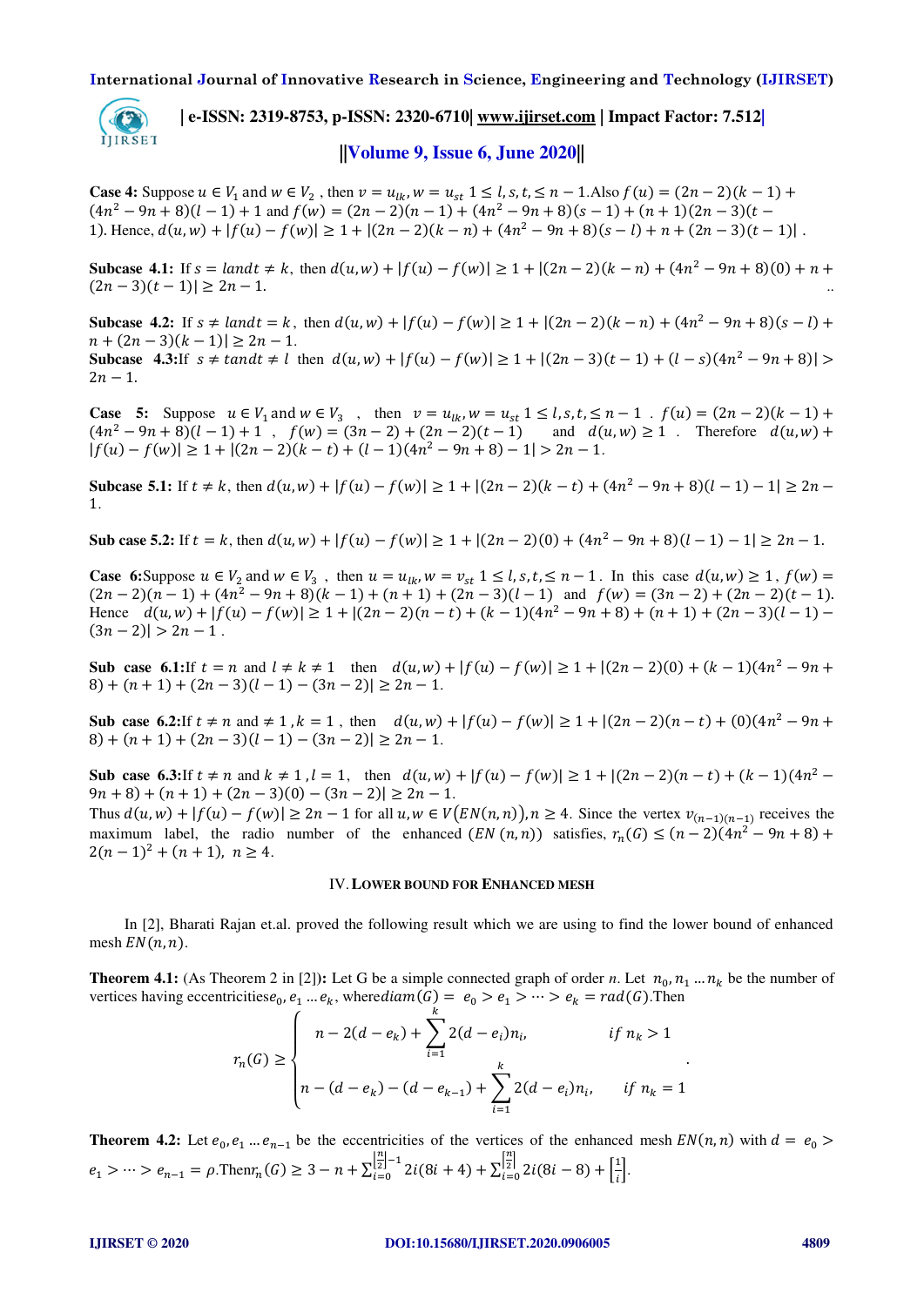**Case 4:** Suppose $u \in V_1$ and $w \in V_2$ , then $v = u_{lk}, w = u_{st}$ $1 \le l, s, t, \le n-1$.Also $f(u) = (2n-2)(k-1) + (4n^2 - 9n + 8)(l-1) + 1$ and $f(w) = (2n-2)(n-1) + (4n^2 - 9n + 8)(s-1) + (n+1)(2n-3)(t-1)$. Hence, $d(u,w) + |f(u) - f(w)| \ge 1 + |(2n-2)(k-n) + (4n^2 - 9n + 8)(s-l) + n + (2n-3)(t-1)|$ .

**Subcase 4.1:** If $s = l$ and $t \ne k$, then $d(u,w) + |f(u) - f(w)| \ge 1 + |(2n-2)(k-n) + (4n^2 - 9n + 8)(0) + n + (2n-3)(t-1)| \ge 2n - 1$. ..

**Subcase 4.2:** If $s \ne l$ and $t = k$ , then $d(u,w) + |f(u) - f(w)| \ge 1 + |(2n-2)(k-n) + (4n^2 - 9n + 8)(s-l) + n + (2n-3)(k-1)| \ge 2n - 1$.

**Subcase 4.3:** If $s \ne t$ and $t \ne l$ then $d(u,w) + |f(u) - f(w)| \ge 1 + |(2n-3)(t-1) + (l-s)(4n^2 - 9n + 8)| > 2n - 1$.

**Case 5:** Suppose $u \in V_1$ and $w \in V_3$ , then $v = u_{lk}, w = u_{st}$ $1 \le l, s, t, \le n-1$ . $f(u) = (2n-2)(k-1) + (4n^2 - 9n + 8)(l-1) + 1$ , $f(w) = (3n-2) + (2n-2)(t-1)$ and $d(u,w) \ge 1$ . Therefore $d(u,w) + |f(u) - f(w)| \ge 1 + |(2n-2)(k-t) + (l-1)(4n^2 - 9n + 8) - 1| > 2n - 1$.

**Subcase 5.1:** If $t \ne k$, then $d(u,w) + |f(u) - f(w)| \ge 1 + |(2n-2)(k-t) + (4n^2 - 9n + 8)(l-1) - 1| \ge 2n - 1$.

**Sub case 5.2:** If $t = k$, then $d(u,w) + |f(u) - f(w)| \ge 1 + |(2n-2)(0) + (4n^2 - 9n + 8)(l-1) - 1| \ge 2n - 1$.

**Case 6:** Suppose $u \in V_2$ and $w \in V_3$ , then $u = u_{lk}, w = v_{st}$ $1 \le l, s, t, \le n-1$. In this case $d(u,w) \ge 1$, $f(w) = (2n-2)(n-1) + (4n^2 - 9n + 8)(k-1) + (n+1) + (2n-3)(l-1)$ and $f(w) = (3n-2) + (2n-2)(t-1)$. Hence $d(u,w) + |f(u) - f(w)| \ge 1 + |(2n-2)(n-t) + (k-1)(4n^2 - 9n + 8) + (n+1) + (2n-3)(l-1) - (3n-2)| > 2n - 1$ .

**Sub case 6.1:** If $t = n$ and $l \ne k \ne 1$ then $d(u,w) + |f(u) - f(w)| \ge 1 + |(2n-2)(0) + (k-1)(4n^2 - 9n + 8) + (n+1) + (2n-3)(l-1) - (3n-2)| \ge 2n - 1$.

**Sub case 6.2:** If $t \ne n$ and $\ne 1$ , $k = 1$ , then $d(u,w) + |f(u) - f(w)| \ge 1 + |(2n-2)(n-t) + (0)(4n^2 - 9n + 8) + (n+1) + (2n-3)(l-1) - (3n-2)| \ge 2n - 1$.

**Sub case 6.3:** If $t \ne n$ and $k \ne 1$ , $l = 1$, then $d(u,w) + |f(u) - f(w)| \ge 1 + |(2n-2)(n-t) + (k-1)(4n^2 - 9n + 8) + (n+1) + (2n-3)(0) - (3n-2)| \ge 2n - 1$.

Thus $d(u,w) + |f(u) - f(w)| \ge 2n - 1$ for all $u, w \in V(EN(n,n))$, $n \ge 4$. Since the vertex $v_{(n-1)(n-1)}$ receives the maximum label, the radio number of the enhanced $(EN\,(n,n))$ satisfies, $r_n(G) \le (n-2)(4n^2 - 9n + 8) + 2(n-1)^2 + (n+1)$, $n \ge 4$.

## IV. Lower bound for Enhanced mesh

In [2], Bharati Rajan et.al. proved the following result which we are using to find the lower bound of enhanced mesh $EN(n,n)$.

**Theorem 4.1:** (As Theorem 2 in [2]): Let G be a simple connected graph of order $n$. Let $n_0, n_1 \ldots n_k$ be the number of vertices having eccentricities $e_0, e_1 \ldots e_k$, where $diam(G) = e_0 > e_1 > \cdots > e_k = rad(G)$.Then

$$r_n(G) \ge \begin{cases} n - 2(d - e_k) + \sum_{i=1}^{k} 2(d - e_i)n_i, & if\ n_k > 1 \\ n - (d - e_k) - (d - e_{k-1}) + \sum_{i=1}^{k} 2(d - e_i)n_i, & if\ n_k = 1 \end{cases}.$$

**Theorem 4.2:** Let $e_0, e_1 \ldots e_{n-1}$ be the eccentricities of the vertices of the enhanced mesh $EN(n,n)$ with $d = e_0 > e_1 > \cdots > e_{n-1} = \rho$.Then $r_n(G) \ge 3 - n + \sum_{i=0}^{\left\lceil \frac{n}{2} \right\rceil - 1} 2i(8i+4) + \sum_{i=0}^{\left\lceil \frac{n}{2} \right\rceil} 2i(8i-8) + \left\lceil \frac{1}{i} \right\rceil$.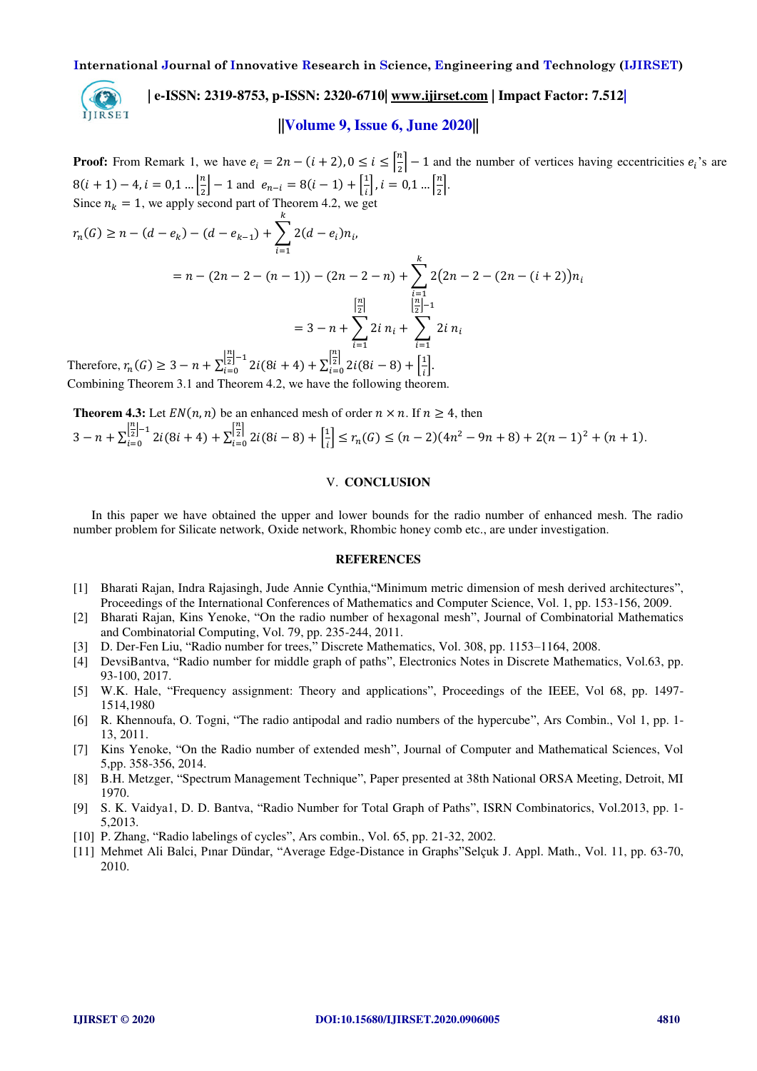**Proof:** From Remark 1, we have $e_i = 2n - (i + 2), 0 \leq i \leq \left\lceil \frac{n}{2} \right\rceil - 1$ and the number of vertices having eccentricities $e_i$'s are $8(i + 1) - 4, i = 0,1 \ldots \left\lceil \frac{n}{2} \right\rceil - 1$ and $e_{n-i} = 8(i - 1) + \left\lceil \frac{1}{i} \right\rceil, i = 0,1 \ldots \left\lceil \frac{n}{2} \right\rceil$.

Since $n_k = 1$, we apply second part of Theorem 4.2, we get

$$r_n(G) \geq n - (d - e_k) - (d - e_{k-1}) + \sum_{i=1}^{k} 2(d - e_i)n_i,$$

$$= n - (2n - 2 - (n - 1)) - (2n - 2 - n) + \sum_{i=1}^{k} 2\big(2n - 2 - (2n - (i + 2)\big)n_i$$

$$= 3 - n + \sum_{i=1}^{\left\lceil \frac{n}{2} \right\rceil} 2i\, n_i + \sum_{i=1}^{\left\lceil \frac{n}{2} \right\rceil - 1} 2i\, n_i$$

Therefore, $r_n(G) \geq 3 - n + \sum_{i=0}^{\left\lceil \frac{n}{2} \right\rceil - 1} 2i(8i + 4) + \sum_{i=0}^{\left\lceil \frac{n}{2} \right\rceil} 2i(8i - 8) + \left\lceil \frac{1}{i} \right\rceil$.

Combining Theorem 3.1 and Theorem 4.2, we have the following theorem.

**Theorem 4.3:** Let $EN(n, n)$ be an enhanced mesh of order $n \times n$. If $n \geq 4$, then

$$3 - n + \sum_{i=0}^{\left\lceil \frac{n}{2} \right\rceil - 1} 2i(8i + 4) + \sum_{i=0}^{\left\lceil \frac{n}{2} \right\rceil} 2i(8i - 8) + \left\lceil \frac{1}{i} \right\rceil \leq r_n(G) \leq (n - 2)(4n^2 - 9n + 8) + 2(n - 1)^2 + (n + 1).$$

## V. CONCLUSION

In this paper we have obtained the upper and lower bounds for the radio number of enhanced mesh. The radio number problem for Silicate network, Oxide network, Rhombic honey comb etc., are under investigation.

## REFERENCES

[1] Bharati Rajan, Indra Rajasingh, Jude Annie Cynthia,"Minimum metric dimension of mesh derived architectures", Proceedings of the International Conferences of Mathematics and Computer Science, Vol. 1, pp. 153-156, 2009.

[2] Bharati Rajan, Kins Yenoke, "On the radio number of hexagonal mesh", Journal of Combinatorial Mathematics and Combinatorial Computing, Vol. 79, pp. 235-244, 2011.

[3] D. Der-Fen Liu, "Radio number for trees," Discrete Mathematics, Vol. 308, pp. 1153–1164, 2008.

[4] DevsiBantva, "Radio number for middle graph of paths", Electronics Notes in Discrete Mathematics, Vol.63, pp. 93-100, 2017.

[5] W.K. Hale, "Frequency assignment: Theory and applications", Proceedings of the IEEE, Vol 68, pp. 1497-1514,1980

[6] R. Khennoufa, O. Togni, "The radio antipodal and radio numbers of the hypercube", Ars Combin., Vol 1, pp. 1-13, 2011.

[7] Kins Yenoke, "On the Radio number of extended mesh", Journal of Computer and Mathematical Sciences, Vol 5,pp. 358-356, 2014.

[8] B.H. Metzger, "Spectrum Management Technique", Paper presented at 38th National ORSA Meeting, Detroit, MI 1970.

[9] S. K. Vaidya1, D. D. Bantva, "Radio Number for Total Graph of Paths", ISRN Combinatorics, Vol.2013, pp. 1-5,2013.

[10] P. Zhang, "Radio labelings of cycles", Ars combin., Vol. 65, pp. 21-32, 2002.

[11] Mehmet Ali Balci, Pınar Dündar, "Average Edge-Distance in Graphs"Selçuk J. Appl. Math., Vol. 11, pp. 63-70, 2010.